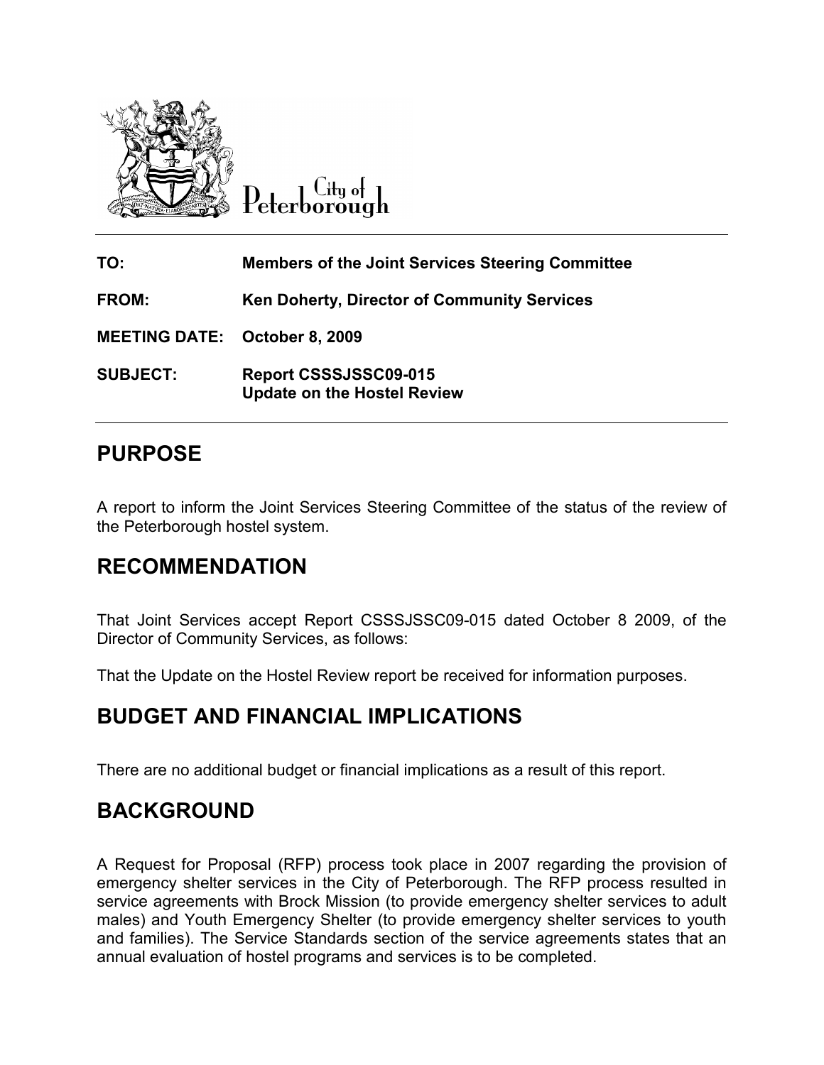City of Peterborough

| | |
|---|---|
| **TO:** | **Members of the Joint Services Steering Committee** |
| **FROM:** | **Ken Doherty, Director of Community Services** |
| **MEETING DATE:** | **October 8, 2009** |
| **SUBJECT:** | **Report CSSSJSSC09-015**<br>**Update on the Hostel Review** |

## PURPOSE

A report to inform the Joint Services Steering Committee of the status of the review of the Peterborough hostel system.

## RECOMMENDATION

That Joint Services accept Report CSSSJSSC09-015 dated October 8 2009, of the Director of Community Services, as follows:

That the Update on the Hostel Review report be received for information purposes.

## BUDGET AND FINANCIAL IMPLICATIONS

There are no additional budget or financial implications as a result of this report.

## BACKGROUND

A Request for Proposal (RFP) process took place in 2007 regarding the provision of emergency shelter services in the City of Peterborough. The RFP process resulted in service agreements with Brock Mission (to provide emergency shelter services to adult males) and Youth Emergency Shelter (to provide emergency shelter services to youth and families). The Service Standards section of the service agreements states that an annual evaluation of hostel programs and services is to be completed.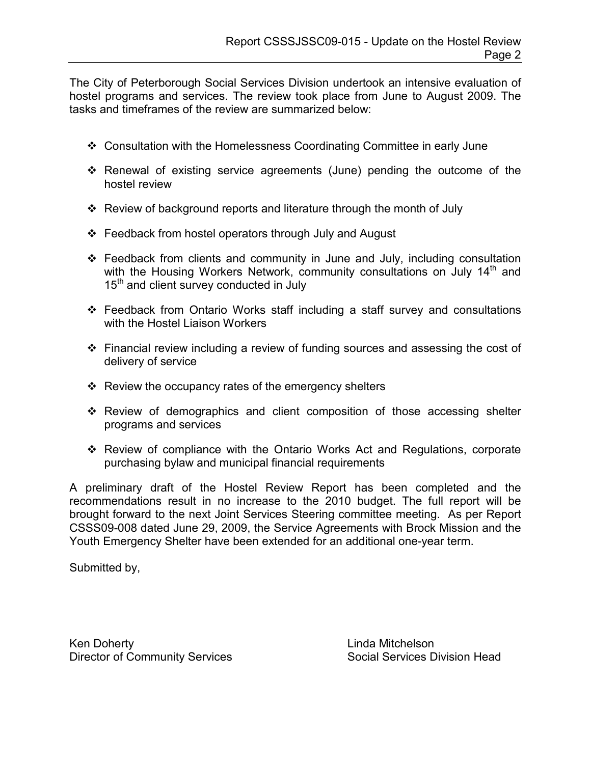The City of Peterborough Social Services Division undertook an intensive evaluation of hostel programs and services. The review took place from June to August 2009. The tasks and timeframes of the review are summarized below:

- Consultation with the Homelessness Coordinating Committee in early June
- Renewal of existing service agreements (June) pending the outcome of the hostel review
- Review of background reports and literature through the month of July
- Feedback from hostel operators through July and August
- Feedback from clients and community in June and July, including consultation with the Housing Workers Network, community consultations on July 14th and 15th and client survey conducted in July
- Feedback from Ontario Works staff including a staff survey and consultations with the Hostel Liaison Workers
- Financial review including a review of funding sources and assessing the cost of delivery of service
- Review the occupancy rates of the emergency shelters
- Review of demographics and client composition of those accessing shelter programs and services
- Review of compliance with the Ontario Works Act and Regulations, corporate purchasing bylaw and municipal financial requirements

A preliminary draft of the Hostel Review Report has been completed and the recommendations result in no increase to the 2010 budget. The full report will be brought forward to the next Joint Services Steering committee meeting. As per Report CSSS09-008 dated June 29, 2009, the Service Agreements with Brock Mission and the Youth Emergency Shelter have been extended for an additional one-year term.

Submitted by,

Ken Doherty
Director of Community Services

Linda Mitchelson
Social Services Division Head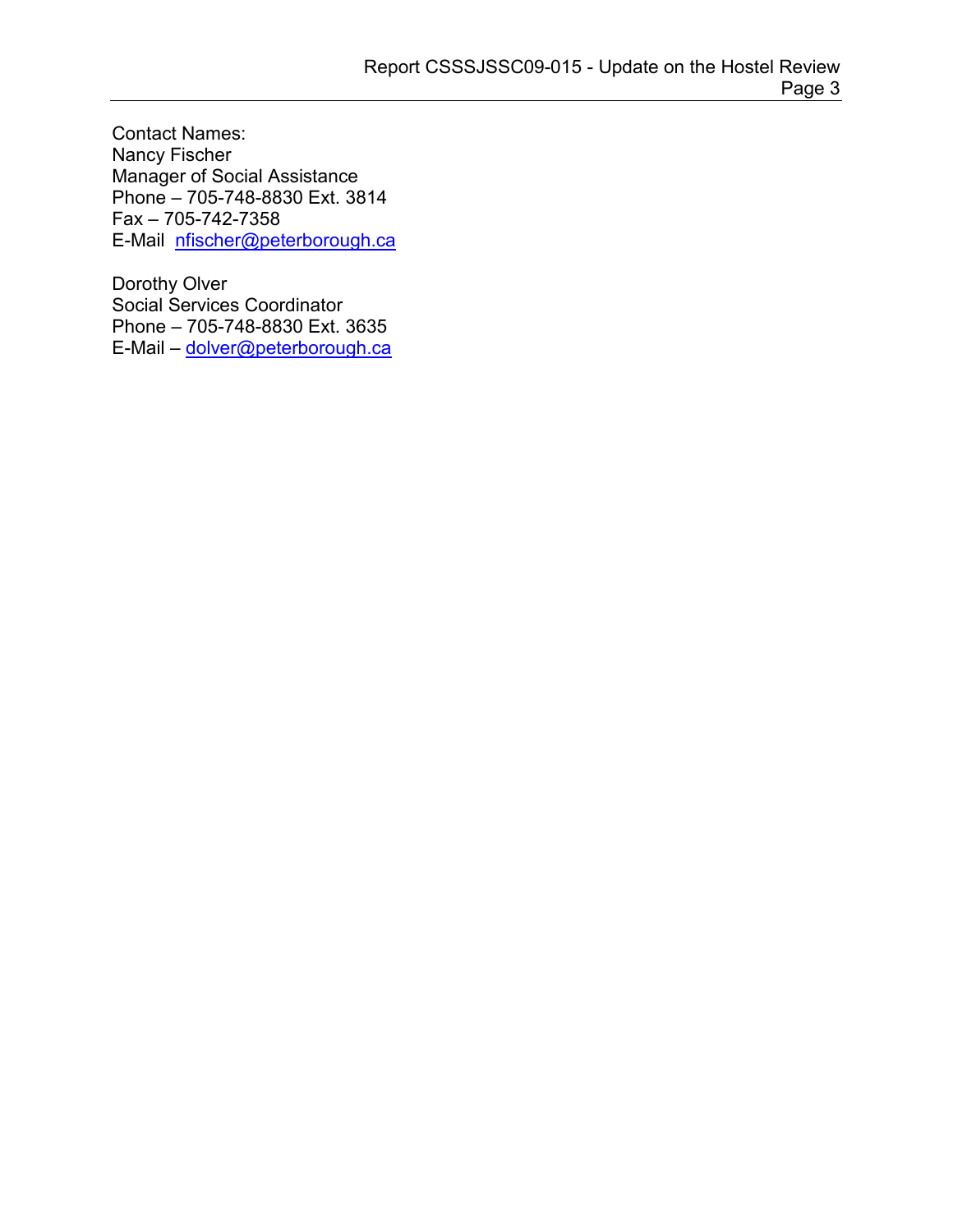Contact Names:
Nancy Fischer
Manager of Social Assistance
Phone – 705-748-8830 Ext. 3814
Fax – 705-742-7358
E-Mail nfischer@peterborough.ca

Dorothy Olver
Social Services Coordinator
Phone – 705-748-8830 Ext. 3635
E-Mail – dolver@peterborough.ca